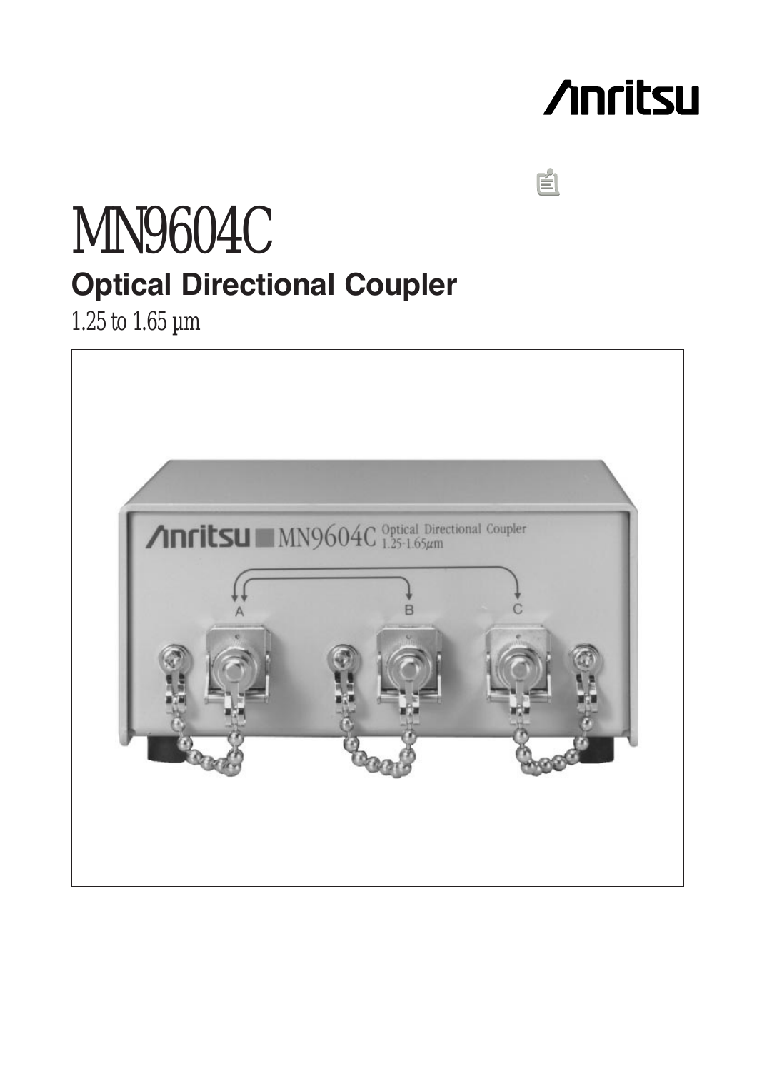Anritsu

# MN9604C

## Optical Directional Coupler

1.25 to 1.65 µm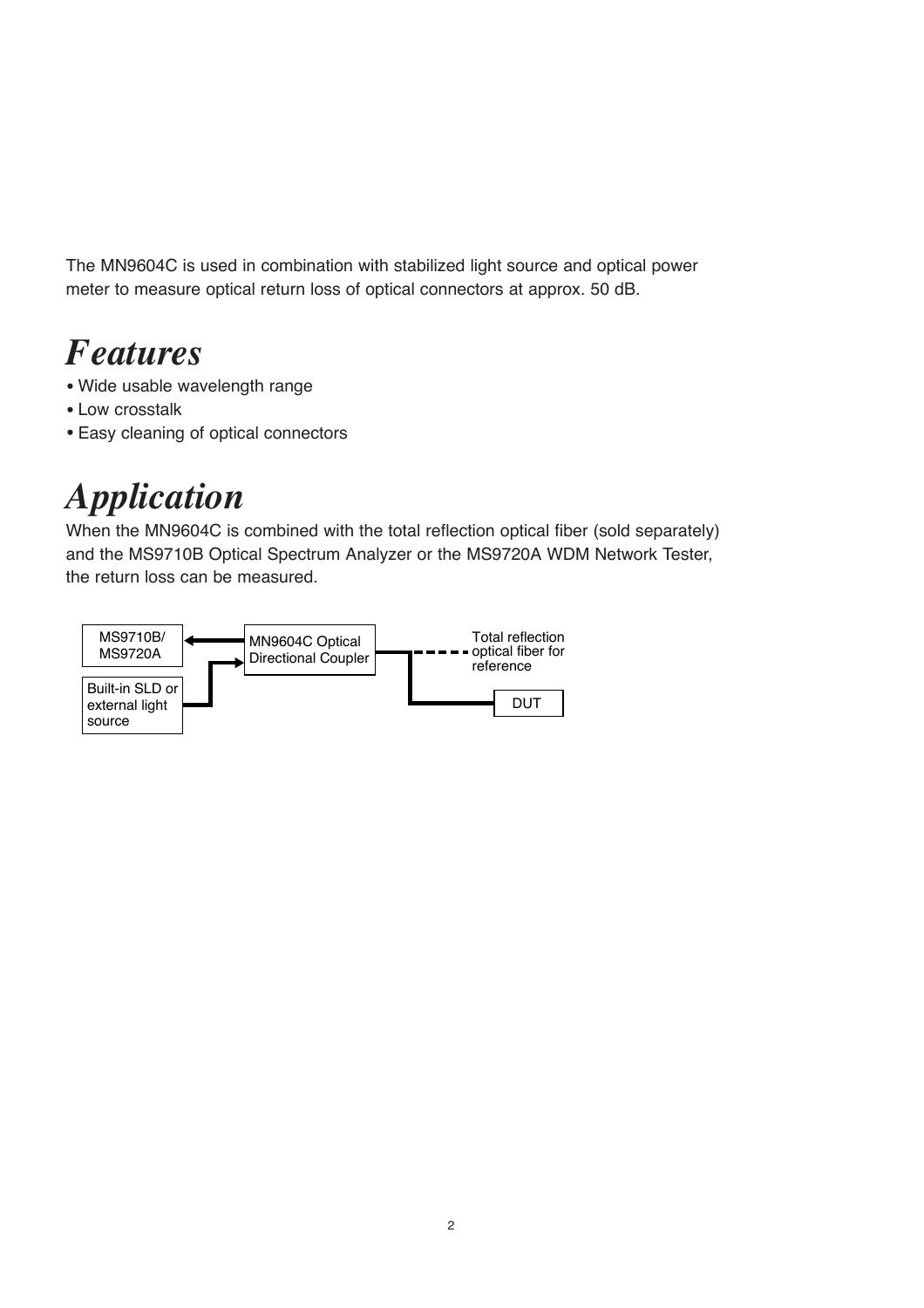The MN9604C is used in combination with stabilized light source and optical power meter to measure optical return loss of optical connectors at approx. 50 dB.

# *Features*

- Wide usable wavelength range
- Low crosstalk
- Easy cleaning of optical connectors

# *Application*

When the MN9604C is combined with the total reflection optical fiber (sold separately) and the MS9710B Optical Spectrum Analyzer or the MS9720A WDM Network Tester, the return loss can be measured.

MS9710B/
MS9720A

MN9604C Optical
Directional Coupler

Total reflection
optical fiber for
reference

Built-in SLD or
external light
source

DUT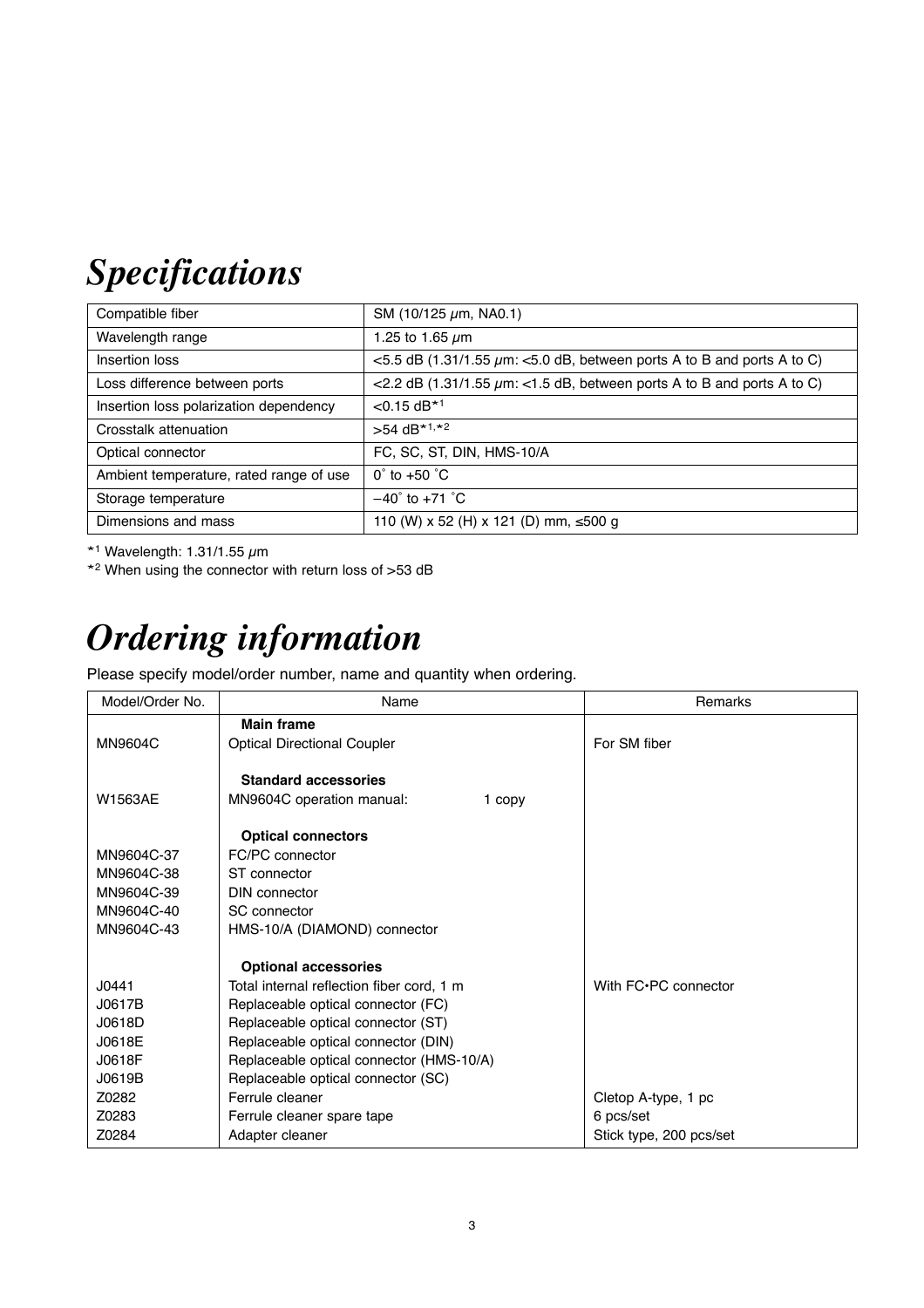# Specifications

| | |
|---|---|
| Compatible fiber | SM (10/125 $\mu$m, NA0.1) |
| Wavelength range | 1.25 to 1.65 $\mu$m |
| Insertion loss | <5.5 dB (1.31/1.55 $\mu$m: <5.0 dB, between ports A to B and ports A to C) |
| Loss difference between ports | <2.2 dB (1.31/1.55 $\mu$m: <1.5 dB, between ports A to B and ports A to C) |
| Insertion loss polarization dependency | <0.15 dB*1 |
| Crosstalk attenuation | >54 dB*1,*2 |
| Optical connector | FC, SC, ST, DIN, HMS-10/A |
| Ambient temperature, rated range of use | 0° to +50 °C |
| Storage temperature | −40° to +71 °C |
| Dimensions and mass | 110 (W) x 52 (H) x 121 (D) mm, ≤500 g |

*1 Wavelength: 1.31/1.55 $\mu$m
*2 When using the connector with return loss of >53 dB

# Ordering information

Please specify model/order number, name and quantity when ordering.

| Model/Order No. | Name | Remarks |
|---|---|---|
| | **Main frame** | |
| MN9604C | Optical Directional Coupler | For SM fiber |
| | **Standard accessories** | |
| W1563AE | MN9604C operation manual: 1 copy | |
| | **Optical connectors** | |
| MN9604C-37 | FC/PC connector | |
| MN9604C-38 | ST connector | |
| MN9604C-39 | DIN connector | |
| MN9604C-40 | SC connector | |
| MN9604C-43 | HMS-10/A (DIAMOND) connector | |
| | **Optional accessories** | |
| J0441 | Total internal reflection fiber cord, 1 m | With FC•PC connector |
| J0617B | Replaceable optical connector (FC) | |
| J0618D | Replaceable optical connector (ST) | |
| J0618E | Replaceable optical connector (DIN) | |
| J0618F | Replaceable optical connector (HMS-10/A) | |
| J0619B | Replaceable optical connector (SC) | |
| Z0282 | Ferrule cleaner | Cletop A-type, 1 pc |
| Z0283 | Ferrule cleaner spare tape | 6 pcs/set |
| Z0284 | Adapter cleaner | Stick type, 200 pcs/set |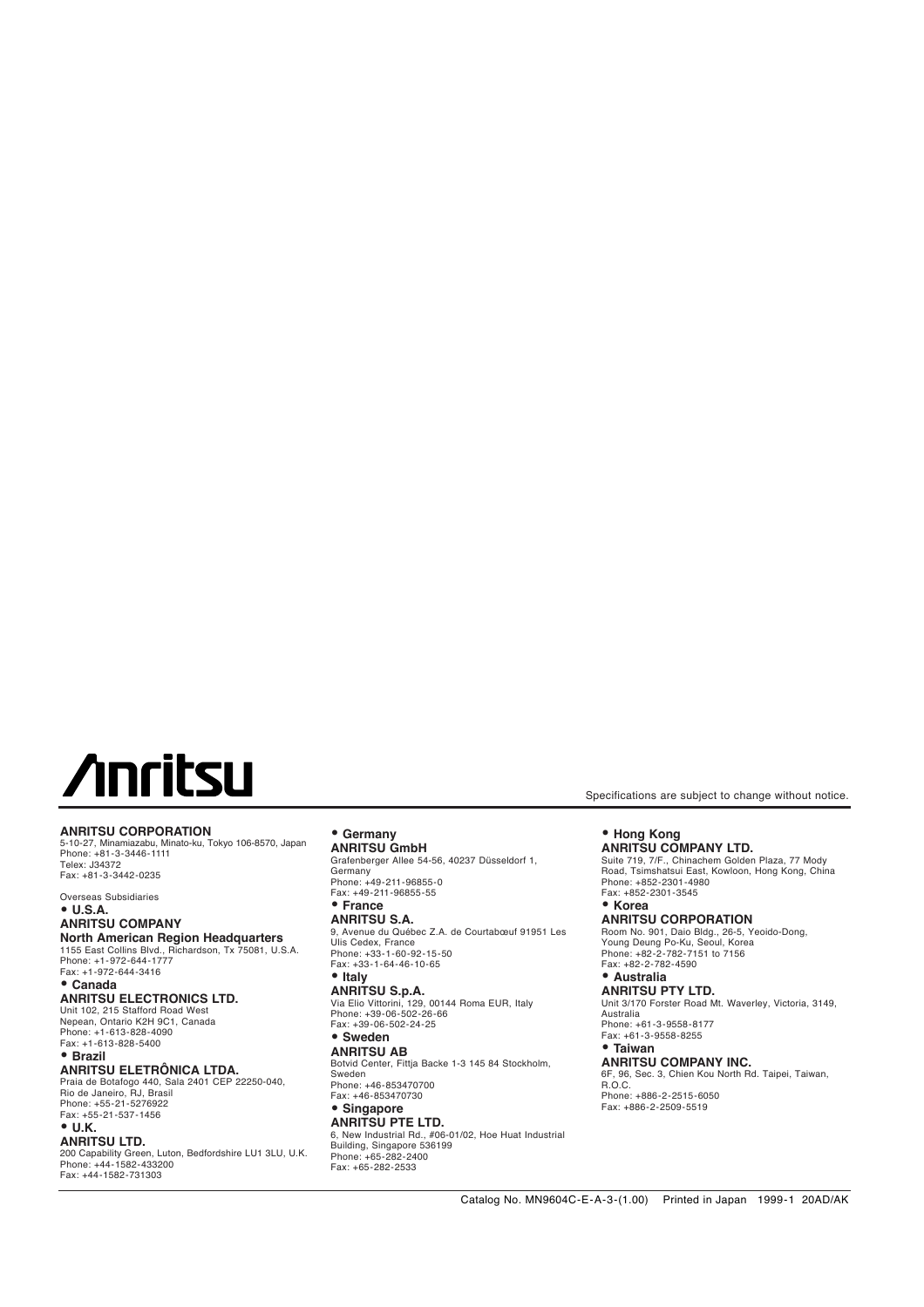Anritsu

Specifications are subject to change without notice.

**ANRITSU CORPORATION**
5-10-27, Minamiazabu, Minato-ku, Tokyo 106-8570, Japan
Phone: +81-3-3446-1111
Telex: J34372
Fax: +81-3-3442-0235

Overseas Subsidiaries

• **U.S.A.**
**ANRITSU COMPANY**
**North American Region Headquarters**
1155 East Collins Blvd., Richardson, Tx 75081, U.S.A.
Phone: +1-972-644-1777
Fax: +1-972-644-3416

• **Canada**
**ANRITSU ELECTRONICS LTD.**
Unit 102, 215 Stafford Road West
Nepean, Ontario K2H 9C1, Canada
Phone: +1-613-828-4090
Fax: +1-613-828-5400

• **Brazil**
**ANRITSU ELETRÔNICA LTDA.**
Praia de Botafogo 440, Sala 2401 CEP 22250-040,
Rio de Janeiro, RJ, Brasil
Phone: +55-21-5276922
Fax: +55-21-537-1456

• **U.K.**
**ANRITSU LTD.**
200 Capability Green, Luton, Bedfordshire LU1 3LU, U.K.
Phone: +44-1582-433200
Fax: +44-1582-731303

• **Germany**
**ANRITSU GmbH**
Grafenberger Allee 54-56, 40237 Düsseldorf 1,
Germany
Phone: +49-211-96855-0
Fax: +49-211-96855-55

• **France**
**ANRITSU S.A.**
9, Avenue du Québec Z.A. de Courtabœuf 91951 Les
Ulis Cedex, France
Phone: +33-1-60-92-15-50
Fax: +33-1-64-46-10-65

• **Italy**
**ANRITSU S.p.A.**
Via Elio Vittorini, 129, 00144 Roma EUR, Italy
Phone: +39-06-502-26-66
Fax: +39-06-502-24-25

• **Sweden**
**ANRITSU AB**
Botvid Center, Fittja Backe 1-3 145 84 Stockholm,
Sweden
Phone: +46-853470700
Fax: +46-853470730

• **Singapore**
**ANRITSU PTE LTD.**
6, New Industrial Rd., #06-01/02, Hoe Huat Industrial
Building, Singapore 536199
Phone: +65-282-2400
Fax: +65-282-2533

• **Hong Kong**
**ANRITSU COMPANY LTD.**
Suite 719, 7/F., Chinachem Golden Plaza, 77 Mody
Road, Tsimshatsui East, Kowloon, Hong Kong, China
Phone: +852-2301-4980
Fax: +852-2301-3545

• **Korea**
**ANRITSU CORPORATION**
Room No. 901, Daio Bldg., 26-5, Yeoido-Dong,
Young Deung Po-Ku, Seoul, Korea
Phone: +82-2-782-7151 to 7156
Fax: +82-2-782-4590

• **Australia**
**ANRITSU PTY LTD.**
Unit 3/170 Forster Road Mt. Waverley, Victoria, 3149,
Australia
Phone: +61-3-9558-8177
Fax: +61-3-9558-8255

• **Taiwan**
**ANRITSU COMPANY INC.**
6F, 96, Sec. 3, Chien Kou North Rd. Taipei, Taiwan,
R.O.C.
Phone: +886-2-2515-6050
Fax: +886-2-2509-5519

Catalog No. MN9604C-E-A-3-(1.00)  Printed in Japan  1999-1 20AD/AK